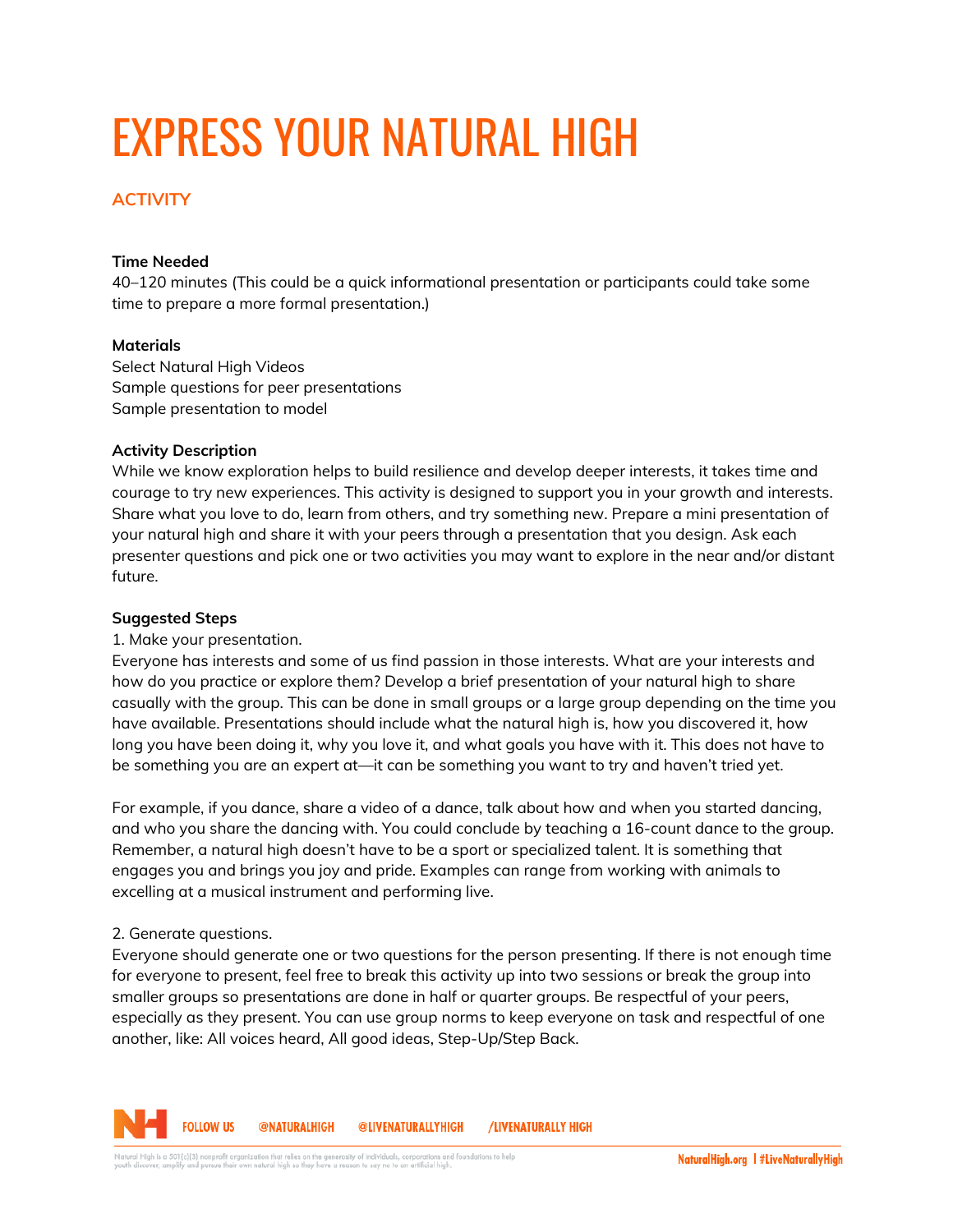# EXPRESS YOUR NATURAL HIGH

## ACTIVITY

**Time Needed**
40–120 minutes (This could be a quick informational presentation or participants could take some time to prepare a more formal presentation.)

**Materials**
Select Natural High Videos
Sample questions for peer presentations
Sample presentation to model

**Activity Description**
While we know exploration helps to build resilience and develop deeper interests, it takes time and courage to try new experiences. This activity is designed to support you in your growth and interests. Share what you love to do, learn from others, and try something new. Prepare a mini presentation of your natural high and share it with your peers through a presentation that you design. Ask each presenter questions and pick one or two activities you may want to explore in the near and/or distant future.

**Suggested Steps**

1. Make your presentation.

Everyone has interests and some of us find passion in those interests. What are your interests and how do you practice or explore them? Develop a brief presentation of your natural high to share casually with the group. This can be done in small groups or a large group depending on the time you have available. Presentations should include what the natural high is, how you discovered it, how long you have been doing it, why you love it, and what goals you have with it. This does not have to be something you are an expert at—it can be something you want to try and haven't tried yet.

For example, if you dance, share a video of a dance, talk about how and when you started dancing, and who you share the dancing with. You could conclude by teaching a 16-count dance to the group. Remember, a natural high doesn't have to be a sport or specialized talent. It is something that engages you and brings you joy and pride. Examples can range from working with animals to excelling at a musical instrument and performing live.

2. Generate questions.

Everyone should generate one or two questions for the person presenting. If there is not enough time for everyone to present, feel free to break this activity up into two sessions or break the group into smaller groups so presentations are done in half or quarter groups. Be respectful of your peers, especially as they present. You can use group norms to keep everyone on task and respectful of one another, like: All voices heard, All good ideas, Step-Up/Step Back.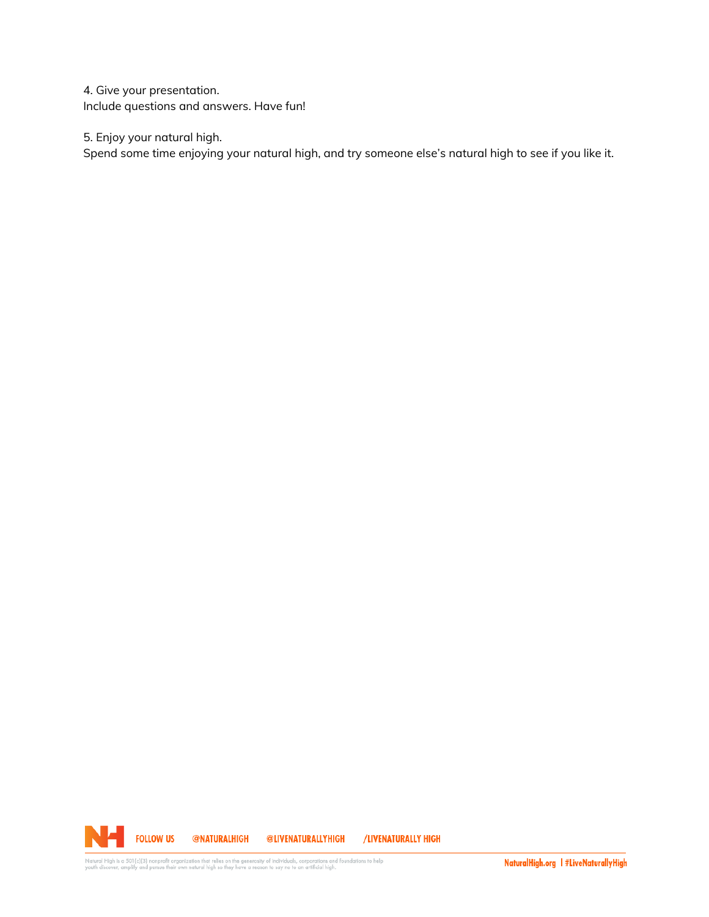4. Give your presentation.
Include questions and answers. Have fun!

5. Enjoy your natural high.
Spend some time enjoying your natural high, and try someone else's natural high to see if you like it.